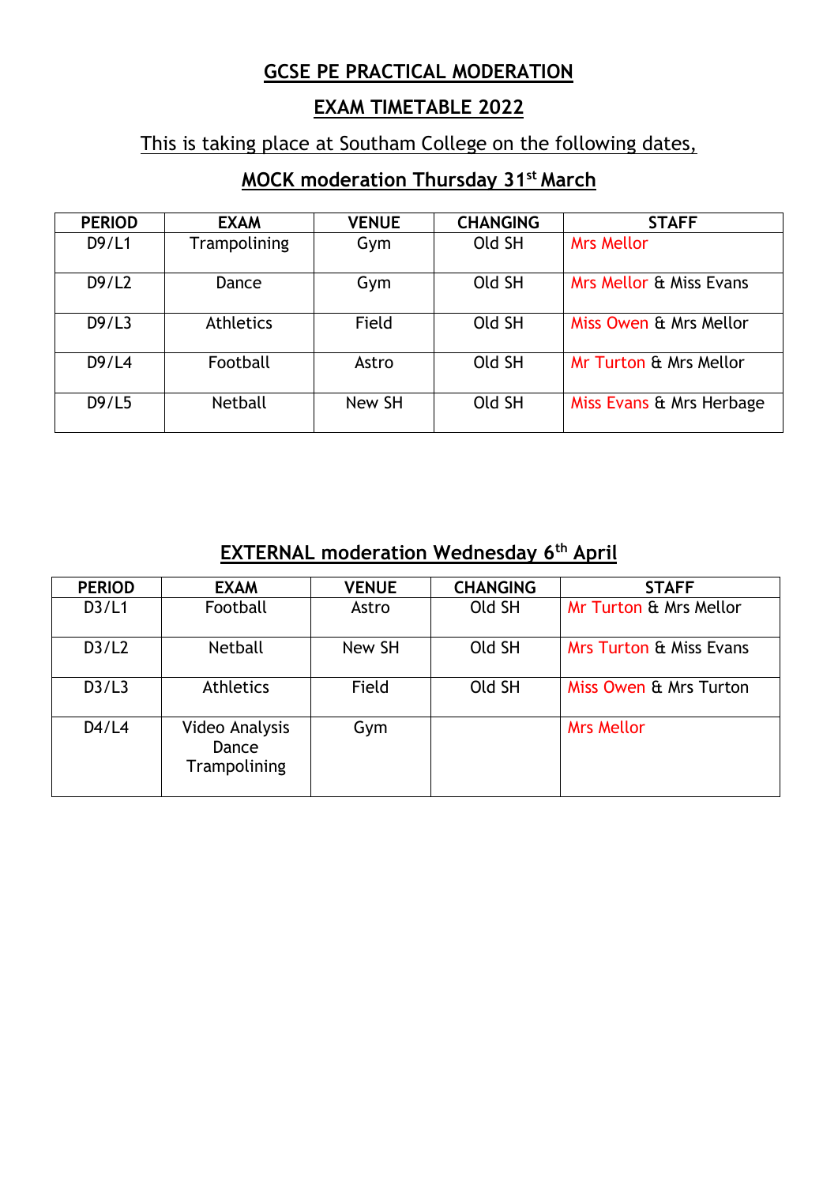# GCSE PE PRACTICAL MODERATION

## EXAM TIMETABLE 2022

This is taking place at Southam College on the following dates,

### MOCK moderation Thursday 31st March

| PERIOD | EXAM | VENUE | CHANGING | STAFF |
|---|---|---|---|---|
| D9/L1 | Trampolining | Gym | Old SH | Mrs Mellor |
| D9/L2 | Dance | Gym | Old SH | Mrs Mellor & Miss Evans |
| D9/L3 | Athletics | Field | Old SH | Miss Owen & Mrs Mellor |
| D9/L4 | Football | Astro | Old SH | Mr Turton & Mrs Mellor |
| D9/L5 | Netball | New SH | Old SH | Miss Evans & Mrs Herbage |

### EXTERNAL moderation Wednesday 6th April

| PERIOD | EXAM | VENUE | CHANGING | STAFF |
|---|---|---|---|---|
| D3/L1 | Football | Astro | Old SH | Mr Turton & Mrs Mellor |
| D3/L2 | Netball | New SH | Old SH | Mrs Turton & Miss Evans |
| D3/L3 | Athletics | Field | Old SH | Miss Owen & Mrs Turton |
| D4/L4 | Video Analysis<br>Dance<br>Trampolining | Gym | | Mrs Mellor |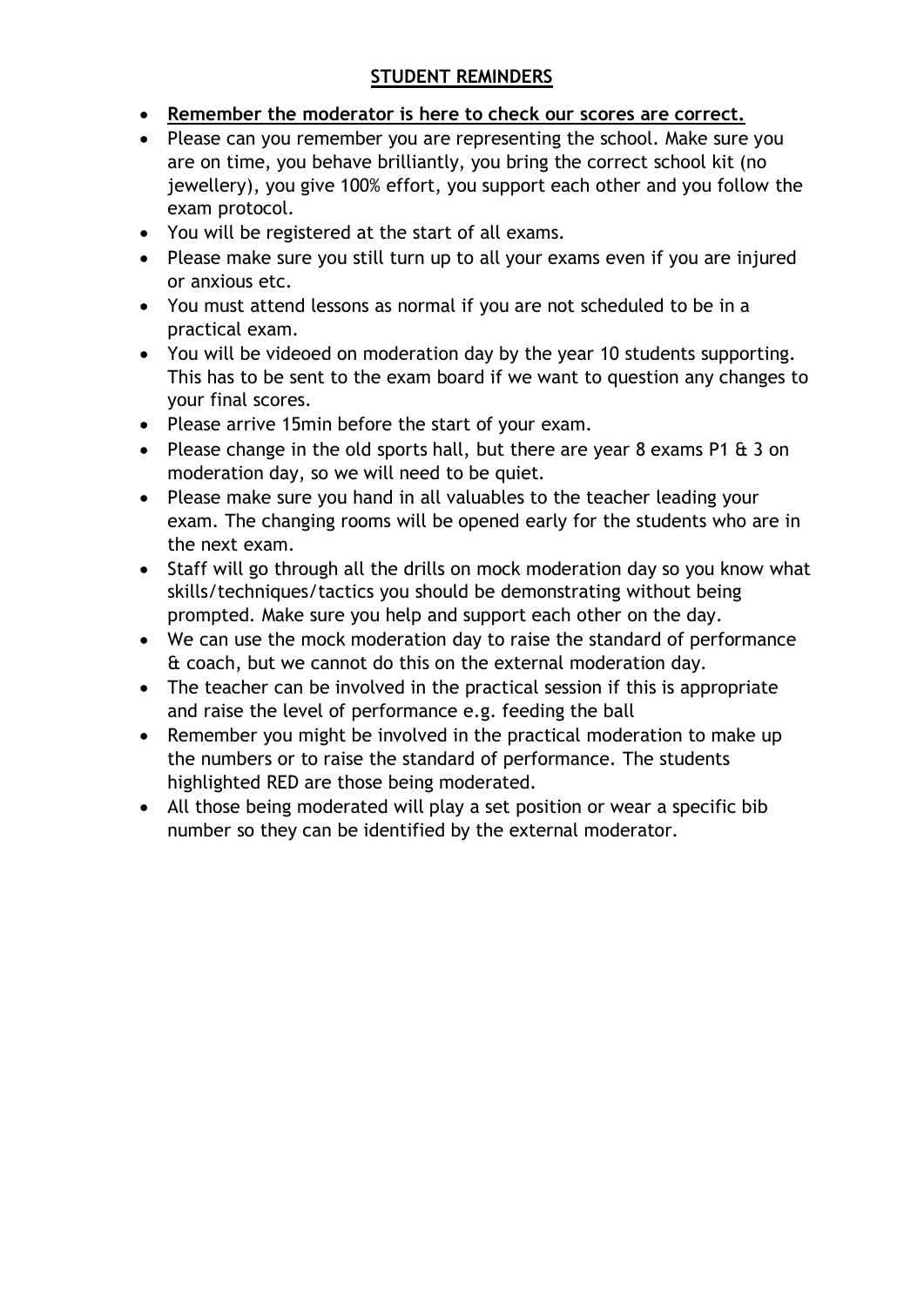## **STUDENT REMINDERS**

- **Remember the moderator is here to check our scores are correct.**
- Please can you remember you are representing the school. Make sure you are on time, you behave brilliantly, you bring the correct school kit (no jewellery), you give 100% effort, you support each other and you follow the exam protocol.
- You will be registered at the start of all exams.
- Please make sure you still turn up to all your exams even if you are injured or anxious etc.
- You must attend lessons as normal if you are not scheduled to be in a practical exam.
- You will be videoed on moderation day by the year 10 students supporting. This has to be sent to the exam board if we want to question any changes to your final scores.
- Please arrive 15min before the start of your exam.
- Please change in the old sports hall, but there are year 8 exams P1 & 3 on moderation day, so we will need to be quiet.
- Please make sure you hand in all valuables to the teacher leading your exam. The changing rooms will be opened early for the students who are in the next exam.
- Staff will go through all the drills on mock moderation day so you know what skills/techniques/tactics you should be demonstrating without being prompted. Make sure you help and support each other on the day.
- We can use the mock moderation day to raise the standard of performance & coach, but we cannot do this on the external moderation day.
- The teacher can be involved in the practical session if this is appropriate and raise the level of performance e.g. feeding the ball
- Remember you might be involved in the practical moderation to make up the numbers or to raise the standard of performance. The students highlighted RED are those being moderated.
- All those being moderated will play a set position or wear a specific bib number so they can be identified by the external moderator.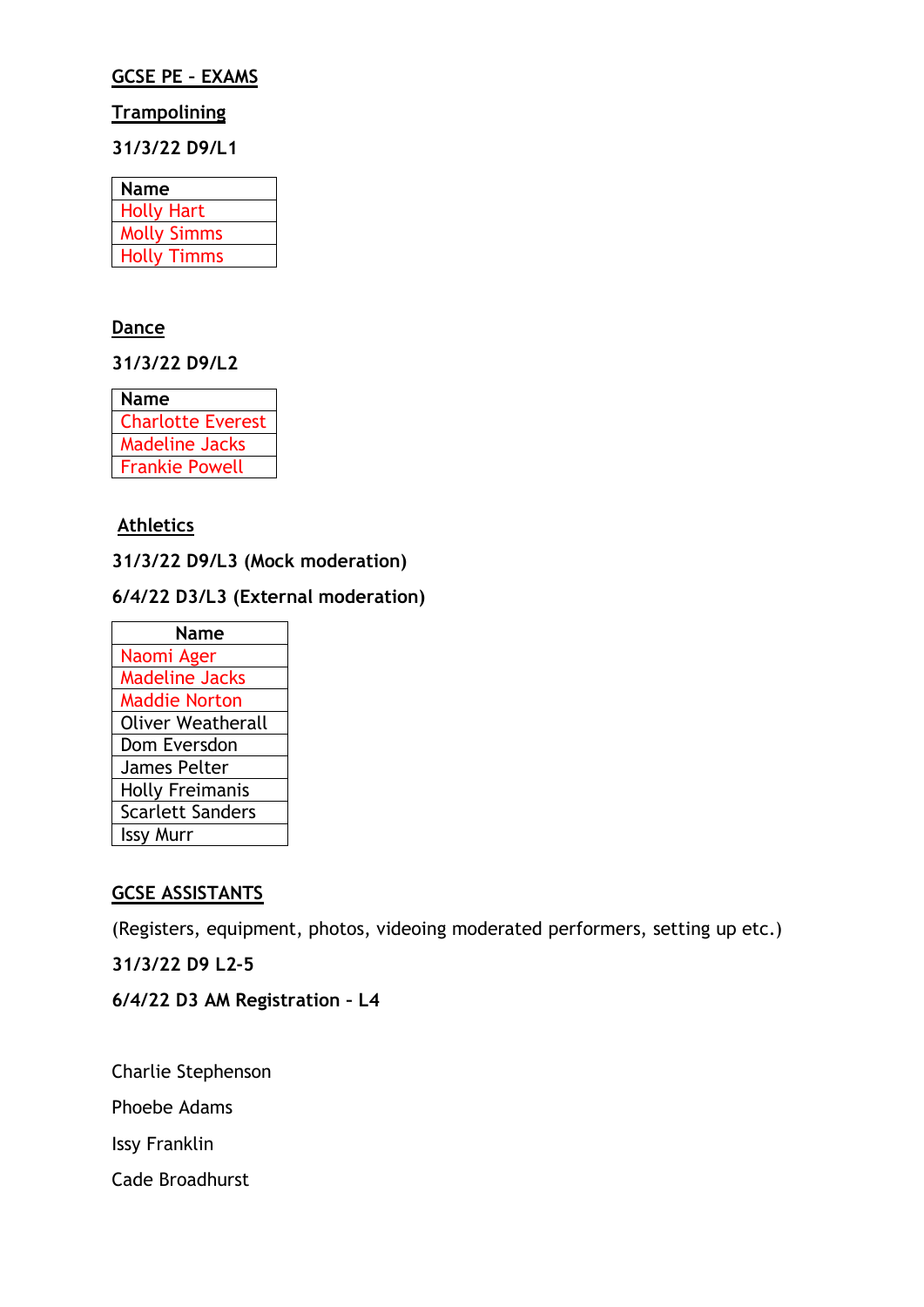**GCSE PE - EXAMS**

**Trampolining**

**31/3/22 D9/L1**

| Name |
|---|
| Holly Hart |
| Molly Simms |
| Holly Timms |

**Dance**

**31/3/22 D9/L2**

| Name |
|---|
| Charlotte Everest |
| Madeline Jacks |
| Frankie Powell |

**Athletics**

**31/3/22 D9/L3 (Mock moderation)**

**6/4/22 D3/L3 (External moderation)**

| Name |
|---|
| Naomi Ager |
| Madeline Jacks |
| Maddie Norton |
| Oliver Weatherall |
| Dom Eversdon |
| James Pelter |
| Holly Freimanis |
| Scarlett Sanders |
| Issy Murr |

**GCSE ASSISTANTS**

(Registers, equipment, photos, videoing moderated performers, setting up etc.)

**31/3/22 D9 L2-5**

**6/4/22 D3 AM Registration – L4**

Charlie Stephenson

Phoebe Adams

Issy Franklin

Cade Broadhurst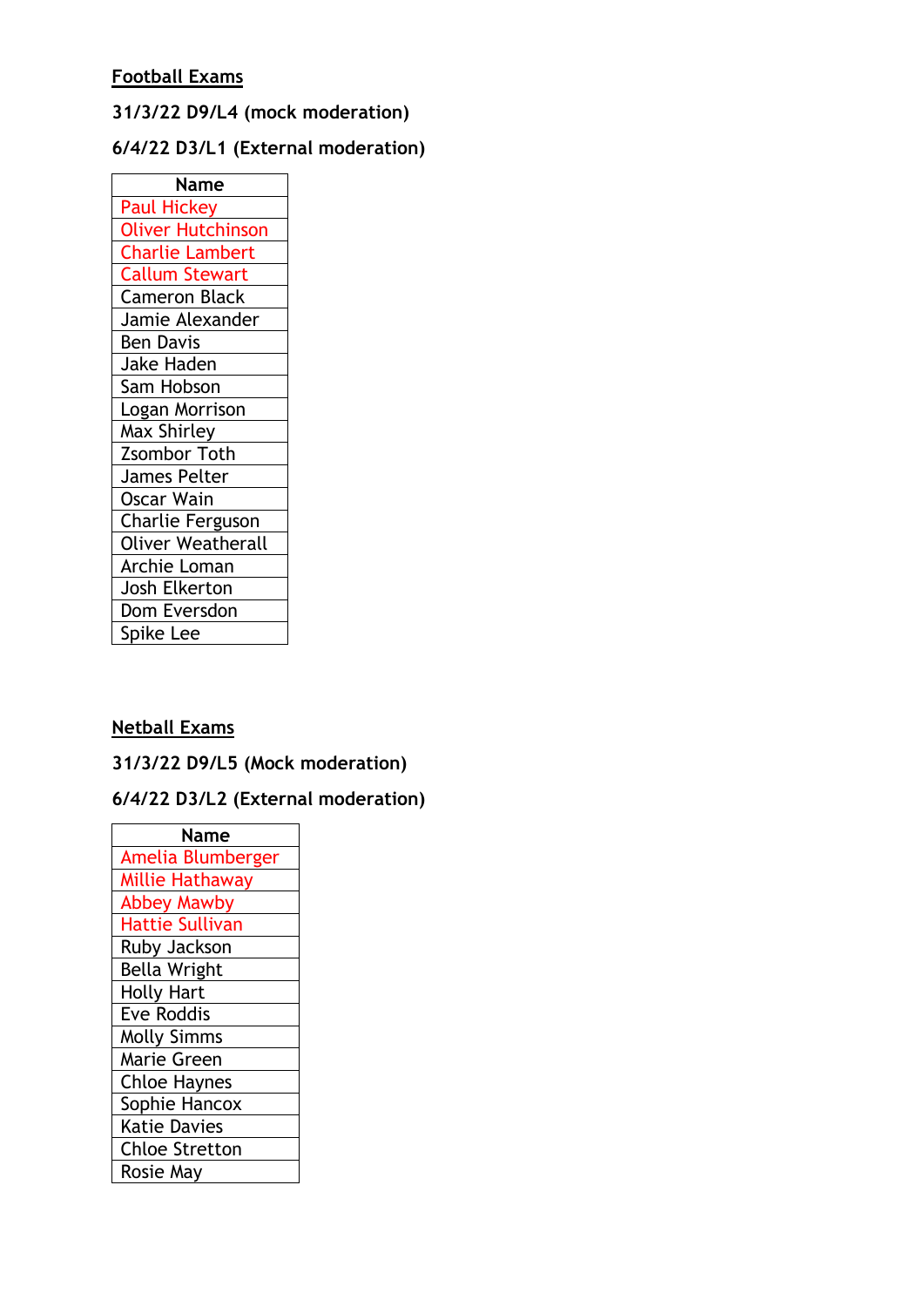**Football Exams**

**31/3/22 D9/L4 (mock moderation)**

**6/4/22 D3/L1 (External moderation)**

| Name |
|---|
| Paul Hickey |
| Oliver Hutchinson |
| Charlie Lambert |
| Callum Stewart |
| Cameron Black |
| Jamie Alexander |
| Ben Davis |
| Jake Haden |
| Sam Hobson |
| Logan Morrison |
| Max Shirley |
| Zsombor Toth |
| James Pelter |
| Oscar Wain |
| Charlie Ferguson |
| Oliver Weatherall |
| Archie Loman |
| Josh Elkerton |
| Dom Eversdon |
| Spike Lee |

**Netball Exams**

**31/3/22 D9/L5 (Mock moderation)**

**6/4/22 D3/L2 (External moderation)**

| Name |
|---|
| Amelia Blumberger |
| Millie Hathaway |
| Abbey Mawby |
| Hattie Sullivan |
| Ruby Jackson |
| Bella Wright |
| Holly Hart |
| Eve Roddis |
| Molly Simms |
| Marie Green |
| Chloe Haynes |
| Sophie Hancox |
| Katie Davies |
| Chloe Stretton |
| Rosie May |